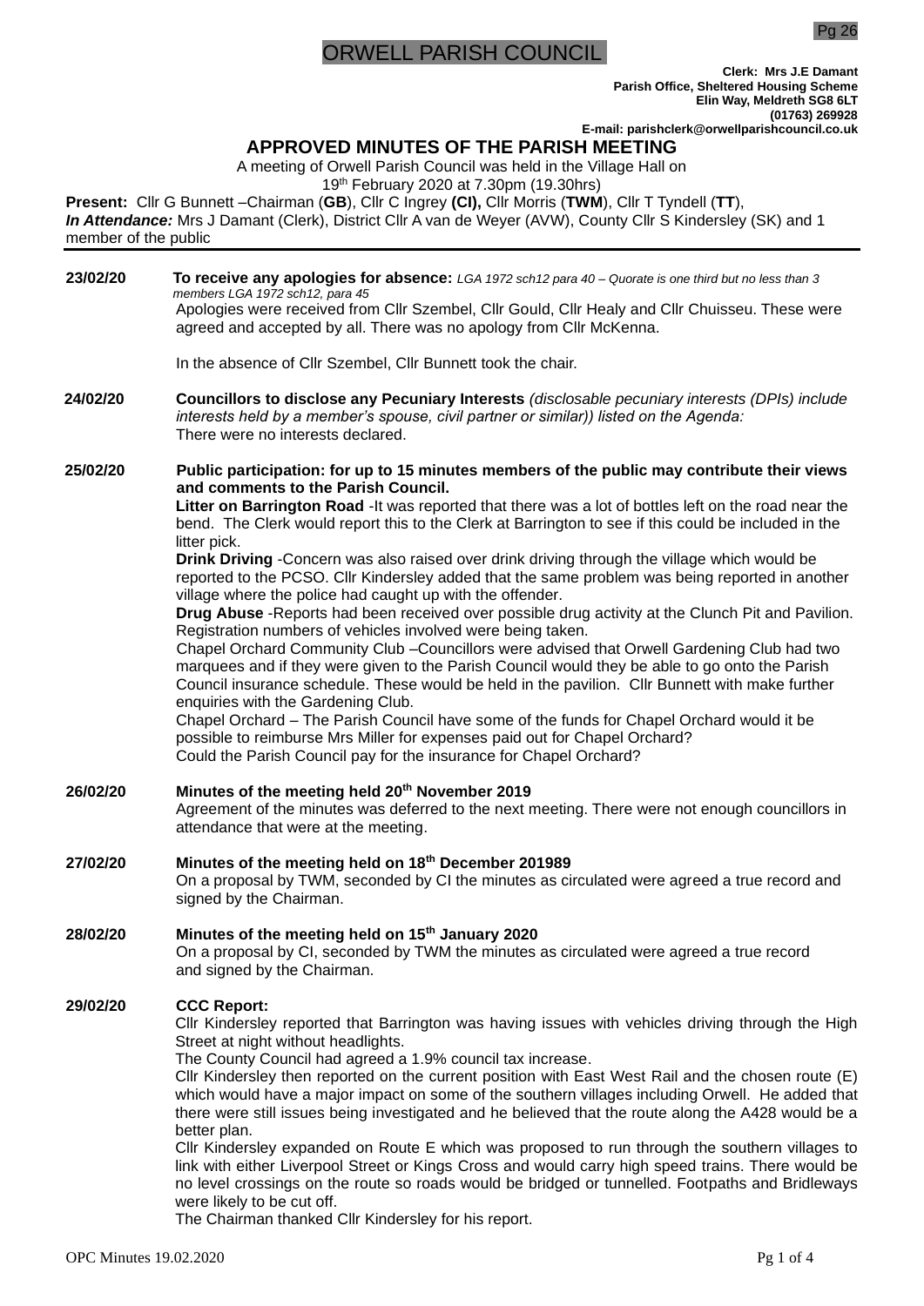# ORWELL PARISH COUNCIL

**Clerk: Mrs J.E Damant**
**Parish Office, Sheltered Housing Scheme**
**Elin Way, Meldreth SG8 6LT**
**(01763) 269928**
**E-mail: parishclerk@orwellparishcouncil.co.uk**

## APPROVED MINUTES OF THE PARISH MEETING

A meeting of Orwell Parish Council was held in the Village Hall on 19th February 2020 at 7.30pm (19.30hrs)

**Present:** Cllr G Bunnett –Chairman (**GB**), Cllr C Ingrey **(CI),** Cllr Morris (**TWM**), Cllr T Tyndell (**TT**),
***In Attendance:*** Mrs J Damant (Clerk), District Cllr A van de Weyer (AVW), County Cllr S Kindersley (SK) and 1 member of the public

---

**23/02/20** **To receive any apologies for absence:** *LGA 1972 sch12 para 40 – Quorate is one third but no less than 3 members LGA 1972 sch12, para 45*

Apologies were received from Cllr Szembel, Cllr Gould, Cllr Healy and Cllr Chuisseu. These were agreed and accepted by all. There was no apology from Cllr McKenna.

In the absence of Cllr Szembel, Cllr Bunnett took the chair.

**24/02/20** **Councillors to disclose any Pecuniary Interests** *(disclosable pecuniary interests (DPIs) include interests held by a member's spouse, civil partner or similar)) listed on the Agenda:*

There were no interests declared.

**25/02/20** **Public participation: for up to 15 minutes members of the public may contribute their views and comments to the Parish Council.**

**Litter on Barrington Road** -It was reported that there was a lot of bottles left on the road near the bend. The Clerk would report this to the Clerk at Barrington to see if this could be included in the litter pick.

**Drink Driving** -Concern was also raised over drink driving through the village which would be reported to the PCSO. Cllr Kindersley added that the same problem was being reported in another village where the police had caught up with the offender.

**Drug Abuse** -Reports had been received over possible drug activity at the Clunch Pit and Pavilion. Registration numbers of vehicles involved were being taken.

Chapel Orchard Community Club –Councillors were advised that Orwell Gardening Club had two marquees and if they were given to the Parish Council would they be able to go onto the Parish Council insurance schedule. These would be held in the pavilion. Cllr Bunnett with make further enquiries with the Gardening Club.

Chapel Orchard – The Parish Council have some of the funds for Chapel Orchard would it be possible to reimburse Mrs Miller for expenses paid out for Chapel Orchard?

Could the Parish Council pay for the insurance for Chapel Orchard?

**26/02/20** **Minutes of the meeting held 20th November 2019**

Agreement of the minutes was deferred to the next meeting. There were not enough councillors in attendance that were at the meeting.

**27/02/20** **Minutes of the meeting held on 18th December 201989**

On a proposal by TWM, seconded by CI the minutes as circulated were agreed a true record and signed by the Chairman.

**28/02/20** **Minutes of the meeting held on 15th January 2020**

On a proposal by CI, seconded by TWM the minutes as circulated were agreed a true record and signed by the Chairman.

**29/02/20** **CCC Report:**

Cllr Kindersley reported that Barrington was having issues with vehicles driving through the High Street at night without headlights.

The County Council had agreed a 1.9% council tax increase.

Cllr Kindersley then reported on the current position with East West Rail and the chosen route (E) which would have a major impact on some of the southern villages including Orwell. He added that there were still issues being investigated and he believed that the route along the A428 would be a better plan.

Cllr Kindersley expanded on Route E which was proposed to run through the southern villages to link with either Liverpool Street or Kings Cross and would carry high speed trains. There would be no level crossings on the route so roads would be bridged or tunnelled. Footpaths and Bridleways were likely to be cut off.

The Chairman thanked Cllr Kindersley for his report.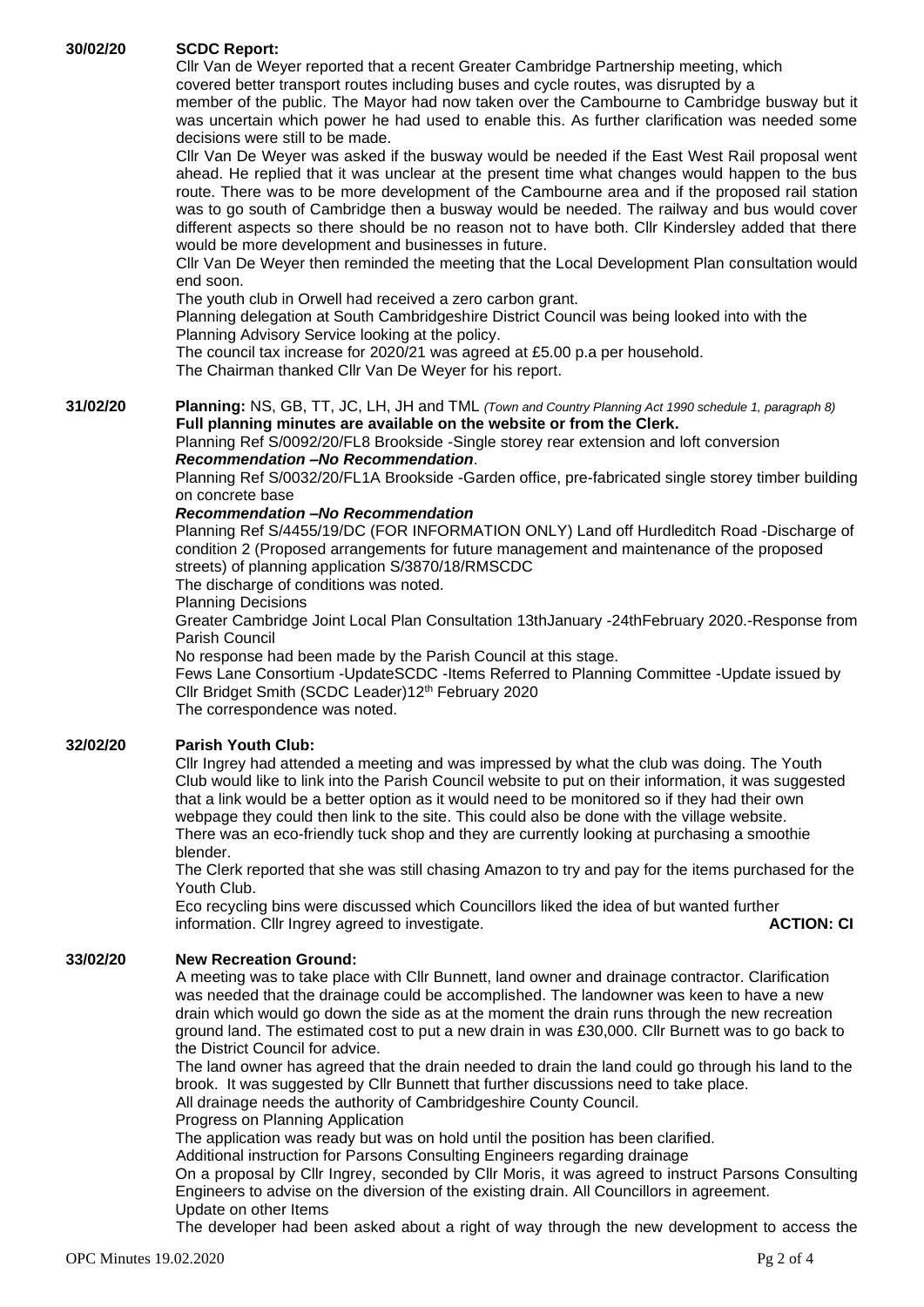**30/02/20 SCDC Report:**

Cllr Van de Weyer reported that a recent Greater Cambridge Partnership meeting, which covered better transport routes including buses and cycle routes, was disrupted by a member of the public. The Mayor had now taken over the Cambourne to Cambridge busway but it was uncertain which power he had used to enable this. As further clarification was needed some decisions were still to be made.

Cllr Van De Weyer was asked if the busway would be needed if the East West Rail proposal went ahead. He replied that it was unclear at the present time what changes would happen to the bus route. There was to be more development of the Cambourne area and if the proposed rail station was to go south of Cambridge then a busway would be needed. The railway and bus would cover different aspects so there should be no reason not to have both. Cllr Kindersley added that there would be more development and businesses in future.

Cllr Van De Weyer then reminded the meeting that the Local Development Plan consultation would end soon.

The youth club in Orwell had received a zero carbon grant.

Planning delegation at South Cambridgeshire District Council was being looked into with the Planning Advisory Service looking at the policy.

The council tax increase for 2020/21 was agreed at £5.00 p.a per household.

The Chairman thanked Cllr Van De Weyer for his report.

**31/02/20 Planning:** NS, GB, TT, JC, LH, JH and TML *(Town and Country Planning Act 1990 schedule 1, paragraph 8)*

**Full planning minutes are available on the website or from the Clerk.**

Planning Ref S/0092/20/FL8 Brookside -Single storey rear extension and loft conversion

***Recommendation –No Recommendation***.

Planning Ref S/0032/20/FL1A Brookside -Garden office, pre-fabricated single storey timber building on concrete base

***Recommendation –No Recommendation***

Planning Ref S/4455/19/DC (FOR INFORMATION ONLY) Land off Hurdleditch Road -Discharge of condition 2 (Proposed arrangements for future management and maintenance of the proposed streets) of planning application S/3870/18/RMSCDC

The discharge of conditions was noted.

Planning Decisions

Greater Cambridge Joint Local Plan Consultation 13thJanuary -24thFebruary 2020.-Response from Parish Council

No response had been made by the Parish Council at this stage.

Fews Lane Consortium -UpdateSCDC -Items Referred to Planning Committee -Update issued by Cllr Bridget Smith (SCDC Leader)12th February 2020

The correspondence was noted.

**32/02/20 Parish Youth Club:**

Cllr Ingrey had attended a meeting and was impressed by what the club was doing. The Youth Club would like to link into the Parish Council website to put on their information, it was suggested that a link would be a better option as it would need to be monitored so if they had their own webpage they could then link to the site. This could also be done with the village website.

There was an eco-friendly tuck shop and they are currently looking at purchasing a smoothie blender.

The Clerk reported that she was still chasing Amazon to try and pay for the items purchased for the Youth Club.

Eco recycling bins were discussed which Councillors liked the idea of but wanted further information. Cllr Ingrey agreed to investigate. **ACTION: CI**

**33/02/20 New Recreation Ground:**

A meeting was to take place with Cllr Bunnett, land owner and drainage contractor. Clarification was needed that the drainage could be accomplished. The landowner was keen to have a new drain which would go down the side as at the moment the drain runs through the new recreation ground land. The estimated cost to put a new drain in was £30,000. Cllr Burnett was to go back to the District Council for advice.

The land owner has agreed that the drain needed to drain the land could go through his land to the brook. It was suggested by Cllr Bunnett that further discussions need to take place.

All drainage needs the authority of Cambridgeshire County Council.

Progress on Planning Application

The application was ready but was on hold until the position has been clarified.

Additional instruction for Parsons Consulting Engineers regarding drainage

On a proposal by Cllr Ingrey, seconded by Cllr Moris, it was agreed to instruct Parsons Consulting Engineers to advise on the diversion of the existing drain. All Councillors in agreement.

Update on other Items

The developer had been asked about a right of way through the new development to access the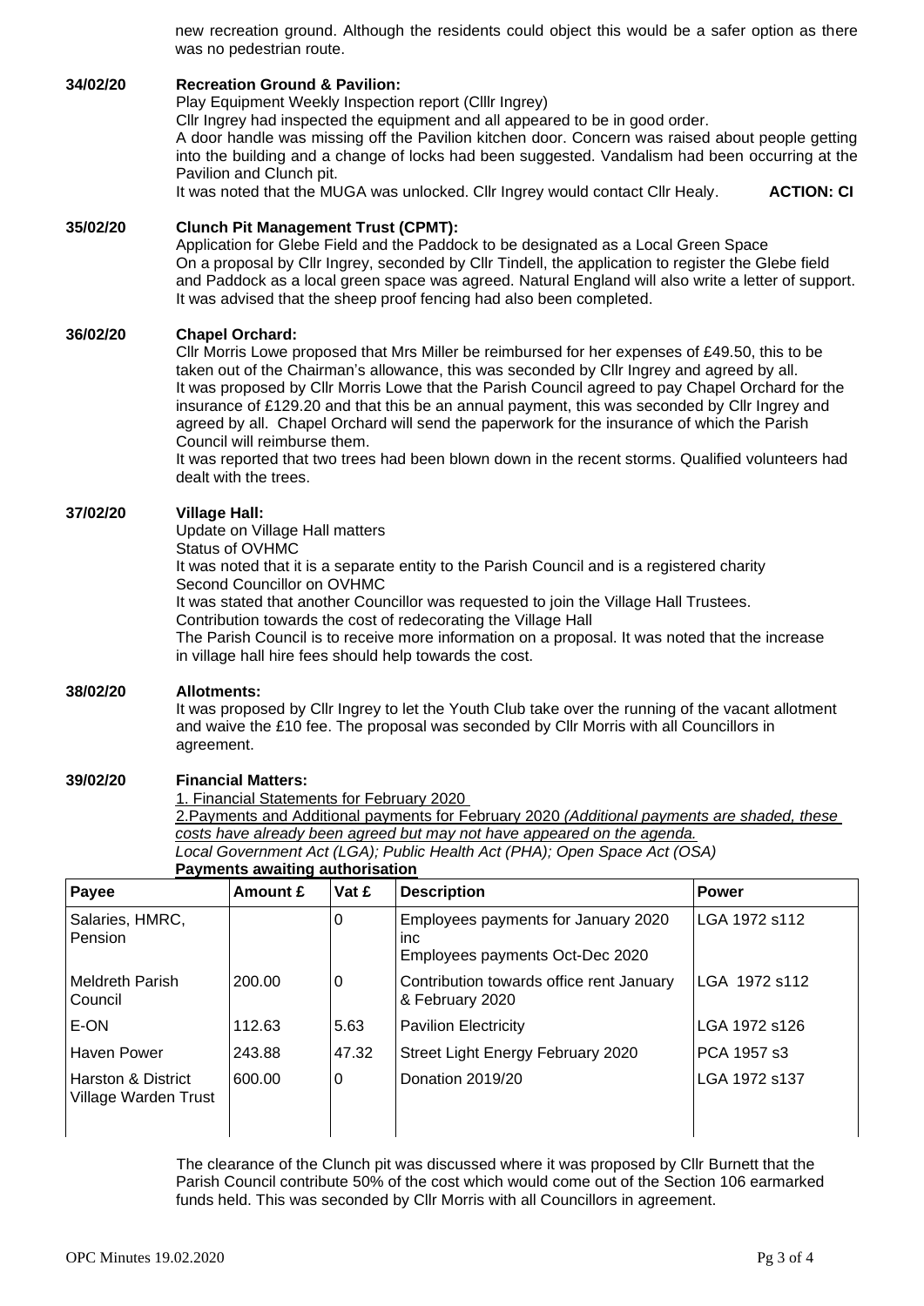new recreation ground. Although the residents could object this would be a safer option as there was no pedestrian route.

**34/02/20 Recreation Ground & Pavilion:**

Play Equipment Weekly Inspection report (Clllr Ingrey)

Cllr Ingrey had inspected the equipment and all appeared to be in good order.

A door handle was missing off the Pavilion kitchen door. Concern was raised about people getting into the building and a change of locks had been suggested. Vandalism had been occurring at the Pavilion and Clunch pit.

It was noted that the MUGA was unlocked. Cllr Ingrey would contact Cllr Healy. **ACTION: CI**

**35/02/20 Clunch Pit Management Trust (CPMT):**

Application for Glebe Field and the Paddock to be designated as a Local Green Space

On a proposal by Cllr Ingrey, seconded by Cllr Tindell, the application to register the Glebe field and Paddock as a local green space was agreed. Natural England will also write a letter of support. It was advised that the sheep proof fencing had also been completed.

**36/02/20 Chapel Orchard:**

Cllr Morris Lowe proposed that Mrs Miller be reimbursed for her expenses of £49.50, this to be taken out of the Chairman's allowance, this was seconded by Cllr Ingrey and agreed by all.

It was proposed by Cllr Morris Lowe that the Parish Council agreed to pay Chapel Orchard for the insurance of £129.20 and that this be an annual payment, this was seconded by Cllr Ingrey and agreed by all. Chapel Orchard will send the paperwork for the insurance of which the Parish Council will reimburse them.

It was reported that two trees had been blown down in the recent storms. Qualified volunteers had dealt with the trees.

**37/02/20 Village Hall:**

Update on Village Hall matters

Status of OVHMC

It was noted that it is a separate entity to the Parish Council and is a registered charity

Second Councillor on OVHMC

It was stated that another Councillor was requested to join the Village Hall Trustees.

Contribution towards the cost of redecorating the Village Hall

The Parish Council is to receive more information on a proposal. It was noted that the increase in village hall hire fees should help towards the cost.

**38/02/20 Allotments:**

It was proposed by Cllr Ingrey to let the Youth Club take over the running of the vacant allotment and waive the £10 fee. The proposal was seconded by Cllr Morris with all Councillors in agreement.

**39/02/20 Financial Matters:**

1. Financial Statements for February 2020

2.Payments and Additional payments for February 2020 *(Additional payments are shaded, these costs have already been agreed but may not have appeared on the agenda.*

*Local Government Act (LGA); Public Health Act (PHA); Open Space Act (OSA)*

**Payments awaiting authorisation**

| Payee | Amount £ | Vat £ | Description | Power |
|---|---|---|---|---|
| Salaries, HMRC, Pension | | 0 | Employees payments for January 2020 inc Employees payments Oct-Dec 2020 | LGA 1972 s112 |
| Meldreth Parish Council | 200.00 | 0 | Contribution towards office rent January & February 2020 | LGA 1972 s112 |
| E-ON | 112.63 | 5.63 | Pavilion Electricity | LGA 1972 s126 |
| Haven Power | 243.88 | 47.32 | Street Light Energy February 2020 | PCA 1957 s3 |
| Harston & District Village Warden Trust | 600.00 | 0 | Donation 2019/20 | LGA 1972 s137 |

The clearance of the Clunch pit was discussed where it was proposed by Cllr Burnett that the Parish Council contribute 50% of the cost which would come out of the Section 106 earmarked funds held. This was seconded by Cllr Morris with all Councillors in agreement.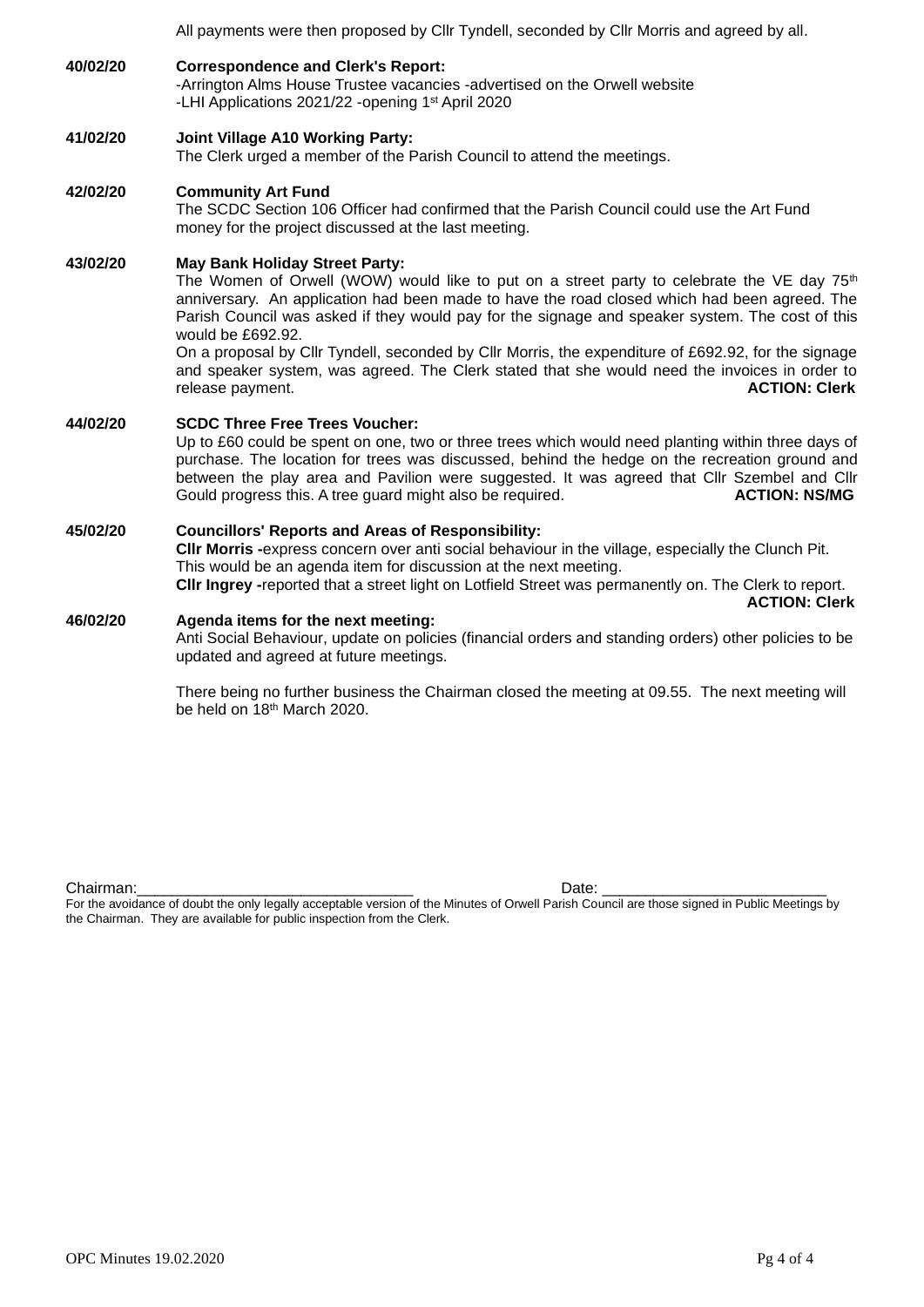All payments were then proposed by Cllr Tyndell, seconded by Cllr Morris and agreed by all.

**40/02/20 Correspondence and Clerk's Report:**
-Arrington Alms House Trustee vacancies -advertised on the Orwell website
-LHI Applications 2021/22 -opening 1st April 2020

**41/02/20 Joint Village A10 Working Party:**
The Clerk urged a member of the Parish Council to attend the meetings.

**42/02/20 Community Art Fund**
The SCDC Section 106 Officer had confirmed that the Parish Council could use the Art Fund money for the project discussed at the last meeting.

**43/02/20 May Bank Holiday Street Party:**
The Women of Orwell (WOW) would like to put on a street party to celebrate the VE day 75th anniversary. An application had been made to have the road closed which had been agreed. The Parish Council was asked if they would pay for the signage and speaker system. The cost of this would be £692.92.
On a proposal by Cllr Tyndell, seconded by Cllr Morris, the expenditure of £692.92, for the signage and speaker system, was agreed. The Clerk stated that she would need the invoices in order to release payment. **ACTION: Clerk**

**44/02/20 SCDC Three Free Trees Voucher:**
Up to £60 could be spent on one, two or three trees which would need planting within three days of purchase. The location for trees was discussed, behind the hedge on the recreation ground and between the play area and Pavilion were suggested. It was agreed that Cllr Szembel and Cllr Gould progress this. A tree guard might also be required. **ACTION: NS/MG**

**45/02/20 Councillors' Reports and Areas of Responsibility:**
**Cllr Morris -**express concern over anti social behaviour in the village, especially the Clunch Pit. This would be an agenda item for discussion at the next meeting.
**Cllr Ingrey -**reported that a street light on Lotfield Street was permanently on. The Clerk to report. **ACTION: Clerk**

**46/02/20 Agenda items for the next meeting:**
Anti Social Behaviour, update on policies (financial orders and standing orders) other policies to be updated and agreed at future meetings.

There being no further business the Chairman closed the meeting at 09.55. The next meeting will be held on 18th March 2020.

Chairman:________________________________ Date: __________________________

For the avoidance of doubt the only legally acceptable version of the Minutes of Orwell Parish Council are those signed in Public Meetings by the Chairman. They are available for public inspection from the Clerk.